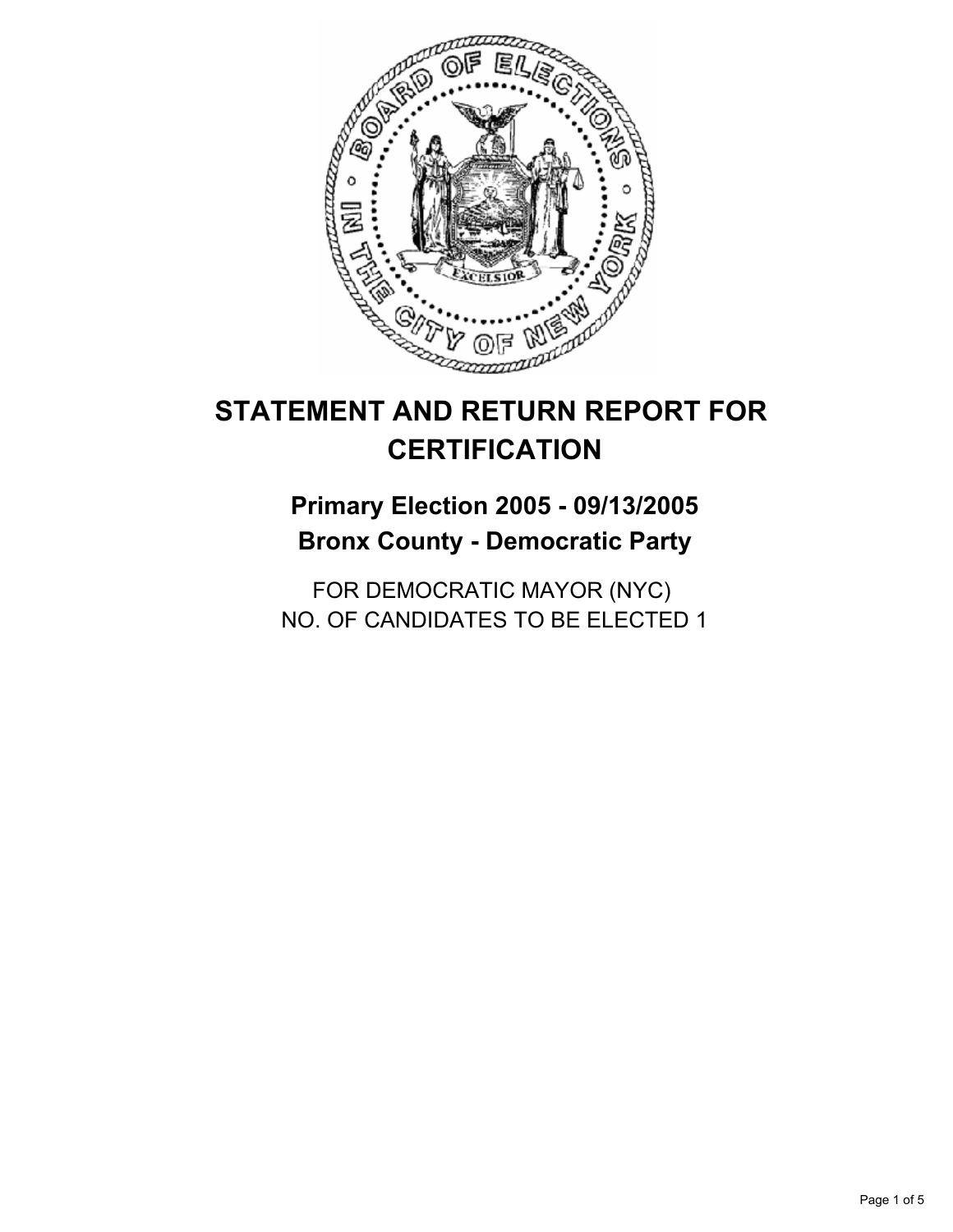# STATEMENT AND RETURN REPORT FOR CERTIFICATION

## Primary Election 2005 - 09/13/2005
## Bronx County - Democratic Party

FOR DEMOCRATIC MAYOR (NYC)
NO. OF CANDIDATES TO BE ELECTED 1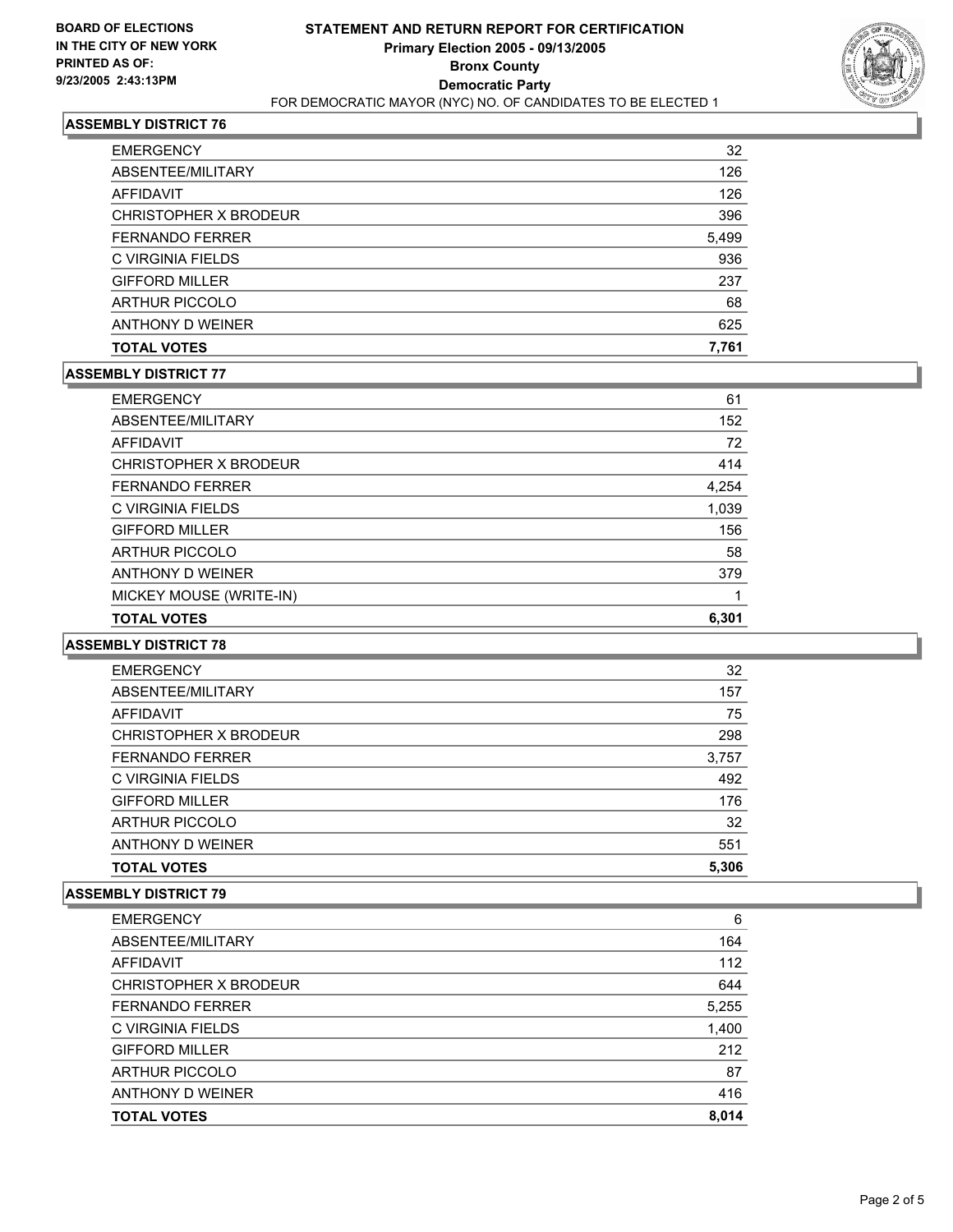BOARD OF ELECTIONS
IN THE CITY OF NEW YORK
PRINTED AS OF:
9/23/2005 2:43:13PM

# STATEMENT AND RETURN REPORT FOR CERTIFICATION

**Primary Election 2005 - 09/13/2005**
**Bronx County**
**Democratic Party**
FOR DEMOCRATIC MAYOR (NYC) NO. OF CANDIDATES TO BE ELECTED 1

### ASSEMBLY DISTRICT 76

| | |
|---|---|
| EMERGENCY | 32 |
| ABSENTEE/MILITARY | 126 |
| AFFIDAVIT | 126 |
| CHRISTOPHER X BRODEUR | 396 |
| FERNANDO FERRER | 5,499 |
| C VIRGINIA FIELDS | 936 |
| GIFFORD MILLER | 237 |
| ARTHUR PICCOLO | 68 |
| ANTHONY D WEINER | 625 |
| **TOTAL VOTES** | **7,761** |

### ASSEMBLY DISTRICT 77

| | |
|---|---|
| EMERGENCY | 61 |
| ABSENTEE/MILITARY | 152 |
| AFFIDAVIT | 72 |
| CHRISTOPHER X BRODEUR | 414 |
| FERNANDO FERRER | 4,254 |
| C VIRGINIA FIELDS | 1,039 |
| GIFFORD MILLER | 156 |
| ARTHUR PICCOLO | 58 |
| ANTHONY D WEINER | 379 |
| MICKEY MOUSE (WRITE-IN) | 1 |
| **TOTAL VOTES** | **6,301** |

### ASSEMBLY DISTRICT 78

| | |
|---|---|
| EMERGENCY | 32 |
| ABSENTEE/MILITARY | 157 |
| AFFIDAVIT | 75 |
| CHRISTOPHER X BRODEUR | 298 |
| FERNANDO FERRER | 3,757 |
| C VIRGINIA FIELDS | 492 |
| GIFFORD MILLER | 176 |
| ARTHUR PICCOLO | 32 |
| ANTHONY D WEINER | 551 |
| **TOTAL VOTES** | **5,306** |

### ASSEMBLY DISTRICT 79

| | |
|---|---|
| EMERGENCY | 6 |
| ABSENTEE/MILITARY | 164 |
| AFFIDAVIT | 112 |
| CHRISTOPHER X BRODEUR | 644 |
| FERNANDO FERRER | 5,255 |
| C VIRGINIA FIELDS | 1,400 |
| GIFFORD MILLER | 212 |
| ARTHUR PICCOLO | 87 |
| ANTHONY D WEINER | 416 |
| **TOTAL VOTES** | **8,014** |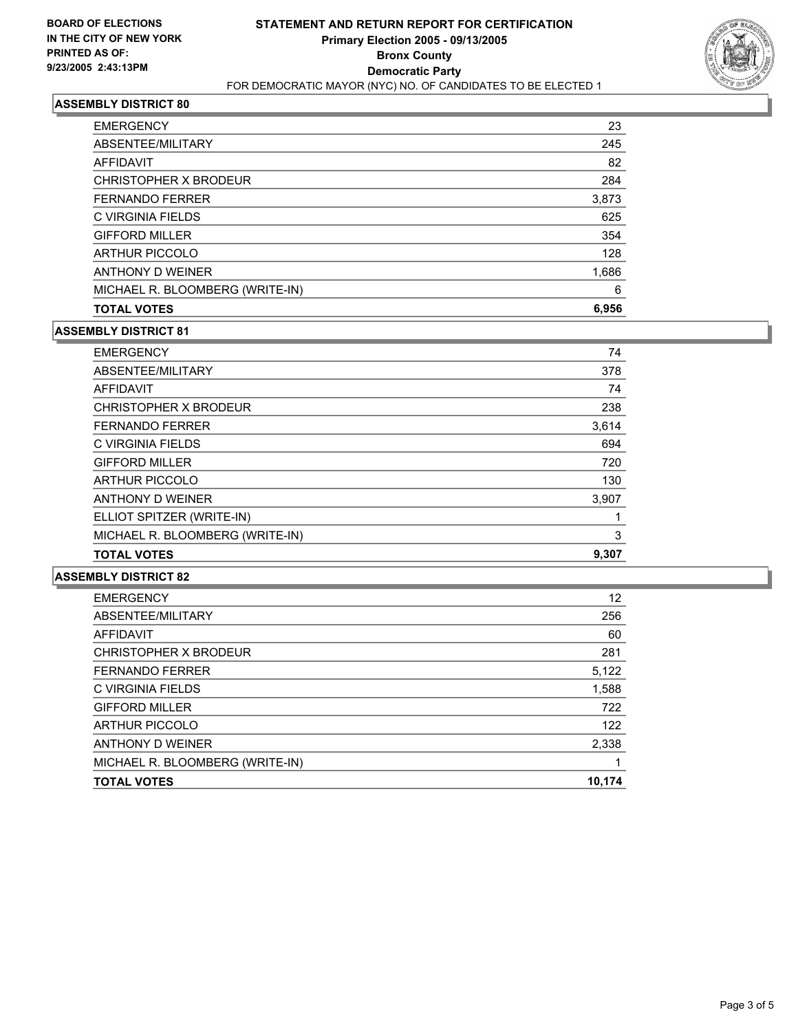**BOARD OF ELECTIONS IN THE CITY OF NEW YORK PRINTED AS OF: 9/23/2005 2:43:13PM**

# STATEMENT AND RETURN REPORT FOR CERTIFICATION
## Primary Election 2005 - 09/13/2005
## Bronx County
## Democratic Party
FOR DEMOCRATIC MAYOR (NYC) NO. OF CANDIDATES TO BE ELECTED 1

### ASSEMBLY DISTRICT 80

| | |
|---|---|
| EMERGENCY | 23 |
| ABSENTEE/MILITARY | 245 |
| AFFIDAVIT | 82 |
| CHRISTOPHER X BRODEUR | 284 |
| FERNANDO FERRER | 3,873 |
| C VIRGINIA FIELDS | 625 |
| GIFFORD MILLER | 354 |
| ARTHUR PICCOLO | 128 |
| ANTHONY D WEINER | 1,686 |
| MICHAEL R. BLOOMBERG (WRITE-IN) | 6 |
| **TOTAL VOTES** | **6,956** |

### ASSEMBLY DISTRICT 81

| | |
|---|---|
| EMERGENCY | 74 |
| ABSENTEE/MILITARY | 378 |
| AFFIDAVIT | 74 |
| CHRISTOPHER X BRODEUR | 238 |
| FERNANDO FERRER | 3,614 |
| C VIRGINIA FIELDS | 694 |
| GIFFORD MILLER | 720 |
| ARTHUR PICCOLO | 130 |
| ANTHONY D WEINER | 3,907 |
| ELLIOT SPITZER (WRITE-IN) | 1 |
| MICHAEL R. BLOOMBERG (WRITE-IN) | 3 |
| **TOTAL VOTES** | **9,307** |

### ASSEMBLY DISTRICT 82

| | |
|---|---|
| EMERGENCY | 12 |
| ABSENTEE/MILITARY | 256 |
| AFFIDAVIT | 60 |
| CHRISTOPHER X BRODEUR | 281 |
| FERNANDO FERRER | 5,122 |
| C VIRGINIA FIELDS | 1,588 |
| GIFFORD MILLER | 722 |
| ARTHUR PICCOLO | 122 |
| ANTHONY D WEINER | 2,338 |
| MICHAEL R. BLOOMBERG (WRITE-IN) | 1 |
| **TOTAL VOTES** | **10,174** |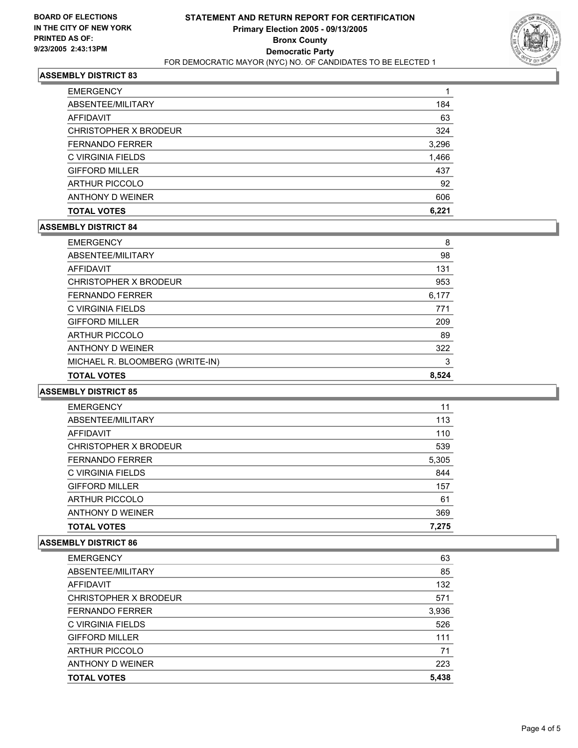**BOARD OF ELECTIONS IN THE CITY OF NEW YORK PRINTED AS OF: 9/23/2005 2:43:13PM**

# STATEMENT AND RETURN REPORT FOR CERTIFICATION
## Primary Election 2005 - 09/13/2005
## Bronx County
## Democratic Party
FOR DEMOCRATIC MAYOR (NYC) NO. OF CANDIDATES TO BE ELECTED 1

### ASSEMBLY DISTRICT 83

| | |
|---|---|
| EMERGENCY | 1 |
| ABSENTEE/MILITARY | 184 |
| AFFIDAVIT | 63 |
| CHRISTOPHER X BRODEUR | 324 |
| FERNANDO FERRER | 3,296 |
| C VIRGINIA FIELDS | 1,466 |
| GIFFORD MILLER | 437 |
| ARTHUR PICCOLO | 92 |
| ANTHONY D WEINER | 606 |
| **TOTAL VOTES** | **6,221** |

### ASSEMBLY DISTRICT 84

| | |
|---|---|
| EMERGENCY | 8 |
| ABSENTEE/MILITARY | 98 |
| AFFIDAVIT | 131 |
| CHRISTOPHER X BRODEUR | 953 |
| FERNANDO FERRER | 6,177 |
| C VIRGINIA FIELDS | 771 |
| GIFFORD MILLER | 209 |
| ARTHUR PICCOLO | 89 |
| ANTHONY D WEINER | 322 |
| MICHAEL R. BLOOMBERG (WRITE-IN) | 3 |
| **TOTAL VOTES** | **8,524** |

### ASSEMBLY DISTRICT 85

| | |
|---|---|
| EMERGENCY | 11 |
| ABSENTEE/MILITARY | 113 |
| AFFIDAVIT | 110 |
| CHRISTOPHER X BRODEUR | 539 |
| FERNANDO FERRER | 5,305 |
| C VIRGINIA FIELDS | 844 |
| GIFFORD MILLER | 157 |
| ARTHUR PICCOLO | 61 |
| ANTHONY D WEINER | 369 |
| **TOTAL VOTES** | **7,275** |

### ASSEMBLY DISTRICT 86

| | |
|---|---|
| EMERGENCY | 63 |
| ABSENTEE/MILITARY | 85 |
| AFFIDAVIT | 132 |
| CHRISTOPHER X BRODEUR | 571 |
| FERNANDO FERRER | 3,936 |
| C VIRGINIA FIELDS | 526 |
| GIFFORD MILLER | 111 |
| ARTHUR PICCOLO | 71 |
| ANTHONY D WEINER | 223 |
| **TOTAL VOTES** | **5,438** |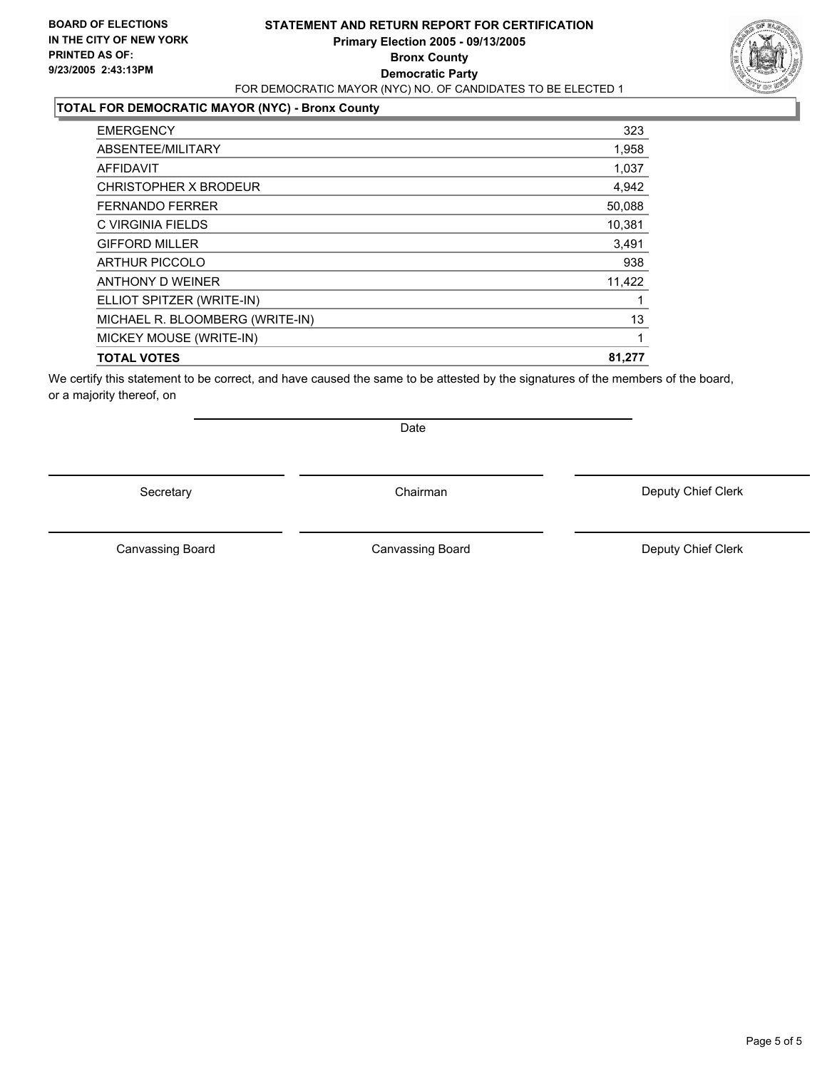**BOARD OF ELECTIONS IN THE CITY OF NEW YORK PRINTED AS OF: 9/23/2005 2:43:13PM**

# STATEMENT AND RETURN REPORT FOR CERTIFICATION
## Primary Election 2005 - 09/13/2005
## Bronx County
## Democratic Party

FOR DEMOCRATIC MAYOR (NYC) NO. OF CANDIDATES TO BE ELECTED 1

### TOTAL FOR DEMOCRATIC MAYOR (NYC) - Bronx County

| | |
|---|---|
| EMERGENCY | 323 |
| ABSENTEE/MILITARY | 1,958 |
| AFFIDAVIT | 1,037 |
| CHRISTOPHER X BRODEUR | 4,942 |
| FERNANDO FERRER | 50,088 |
| C VIRGINIA FIELDS | 10,381 |
| GIFFORD MILLER | 3,491 |
| ARTHUR PICCOLO | 938 |
| ANTHONY D WEINER | 11,422 |
| ELLIOT SPITZER (WRITE-IN) | 1 |
| MICHAEL R. BLOOMBERG (WRITE-IN) | 13 |
| MICKEY MOUSE (WRITE-IN) | 1 |
| **TOTAL VOTES** | **81,277** |

We certify this statement to be correct, and have caused the same to be attested by the signatures of the members of the board, or a majority thereof, on

Date

Secretary | Chairman | Deputy Chief Clerk

Canvassing Board | Canvassing Board | Deputy Chief Clerk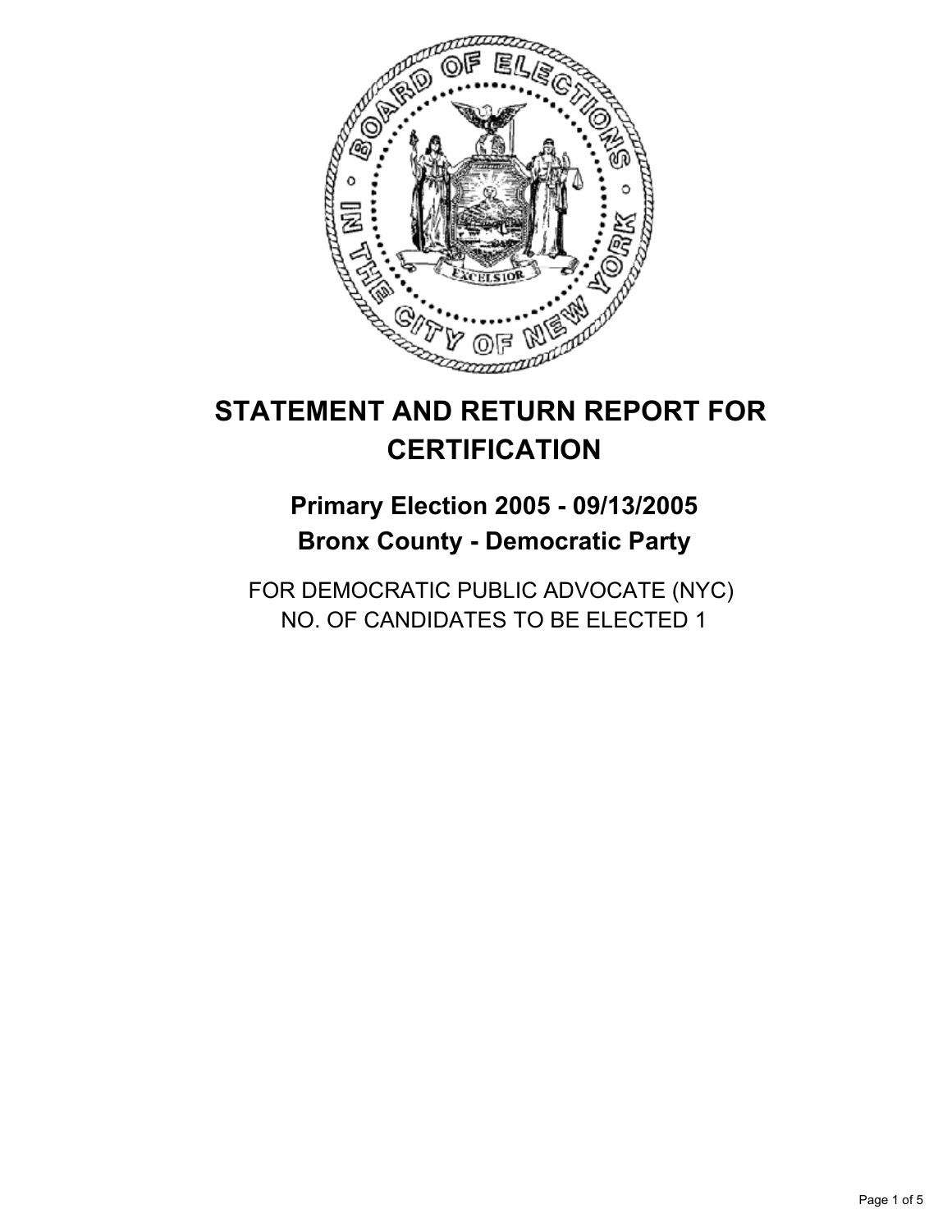# STATEMENT AND RETURN REPORT FOR CERTIFICATION

## Primary Election 2005 - 09/13/2005
## Bronx County - Democratic Party

FOR DEMOCRATIC PUBLIC ADVOCATE (NYC)
NO. OF CANDIDATES TO BE ELECTED 1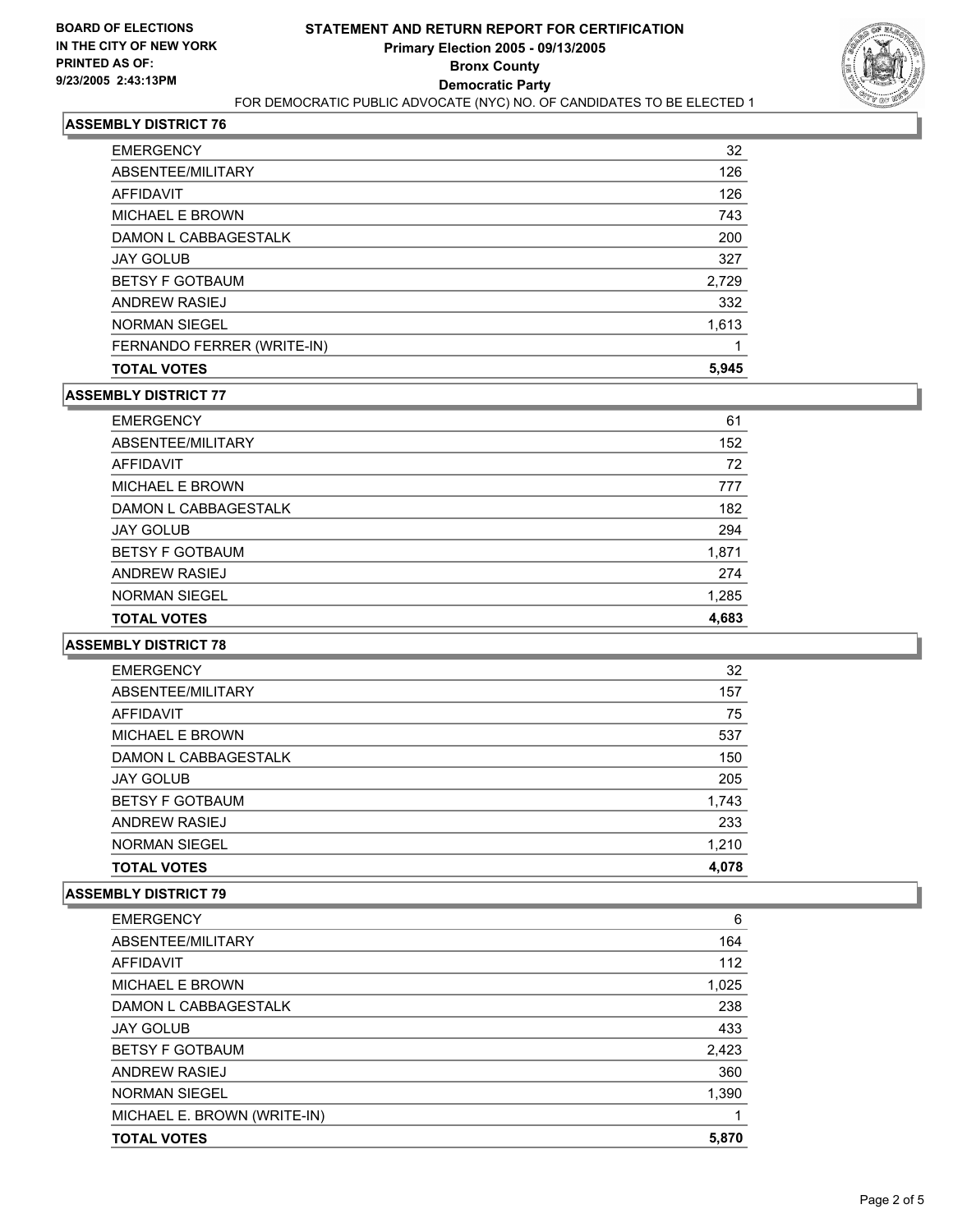**BOARD OF ELECTIONS IN THE CITY OF NEW YORK PRINTED AS OF: 9/23/2005 2:43:13PM**

# STATEMENT AND RETURN REPORT FOR CERTIFICATION

## Primary Election 2005 - 09/13/2005

## Bronx County

## Democratic Party

FOR DEMOCRATIC PUBLIC ADVOCATE (NYC) NO. OF CANDIDATES TO BE ELECTED 1

### ASSEMBLY DISTRICT 76

| | |
|---|---|
| EMERGENCY | 32 |
| ABSENTEE/MILITARY | 126 |
| AFFIDAVIT | 126 |
| MICHAEL E BROWN | 743 |
| DAMON L CABBAGESTALK | 200 |
| JAY GOLUB | 327 |
| BETSY F GOTBAUM | 2,729 |
| ANDREW RASIEJ | 332 |
| NORMAN SIEGEL | 1,613 |
| FERNANDO FERRER (WRITE-IN) | 1 |
| **TOTAL VOTES** | **5,945** |

### ASSEMBLY DISTRICT 77

| | |
|---|---|
| EMERGENCY | 61 |
| ABSENTEE/MILITARY | 152 |
| AFFIDAVIT | 72 |
| MICHAEL E BROWN | 777 |
| DAMON L CABBAGESTALK | 182 |
| JAY GOLUB | 294 |
| BETSY F GOTBAUM | 1,871 |
| ANDREW RASIEJ | 274 |
| NORMAN SIEGEL | 1,285 |
| **TOTAL VOTES** | **4,683** |

### ASSEMBLY DISTRICT 78

| | |
|---|---|
| EMERGENCY | 32 |
| ABSENTEE/MILITARY | 157 |
| AFFIDAVIT | 75 |
| MICHAEL E BROWN | 537 |
| DAMON L CABBAGESTALK | 150 |
| JAY GOLUB | 205 |
| BETSY F GOTBAUM | 1,743 |
| ANDREW RASIEJ | 233 |
| NORMAN SIEGEL | 1,210 |
| **TOTAL VOTES** | **4,078** |

### ASSEMBLY DISTRICT 79

| | |
|---|---|
| EMERGENCY | 6 |
| ABSENTEE/MILITARY | 164 |
| AFFIDAVIT | 112 |
| MICHAEL E BROWN | 1,025 |
| DAMON L CABBAGESTALK | 238 |
| JAY GOLUB | 433 |
| BETSY F GOTBAUM | 2,423 |
| ANDREW RASIEJ | 360 |
| NORMAN SIEGEL | 1,390 |
| MICHAEL E. BROWN (WRITE-IN) | 1 |
| **TOTAL VOTES** | **5,870** |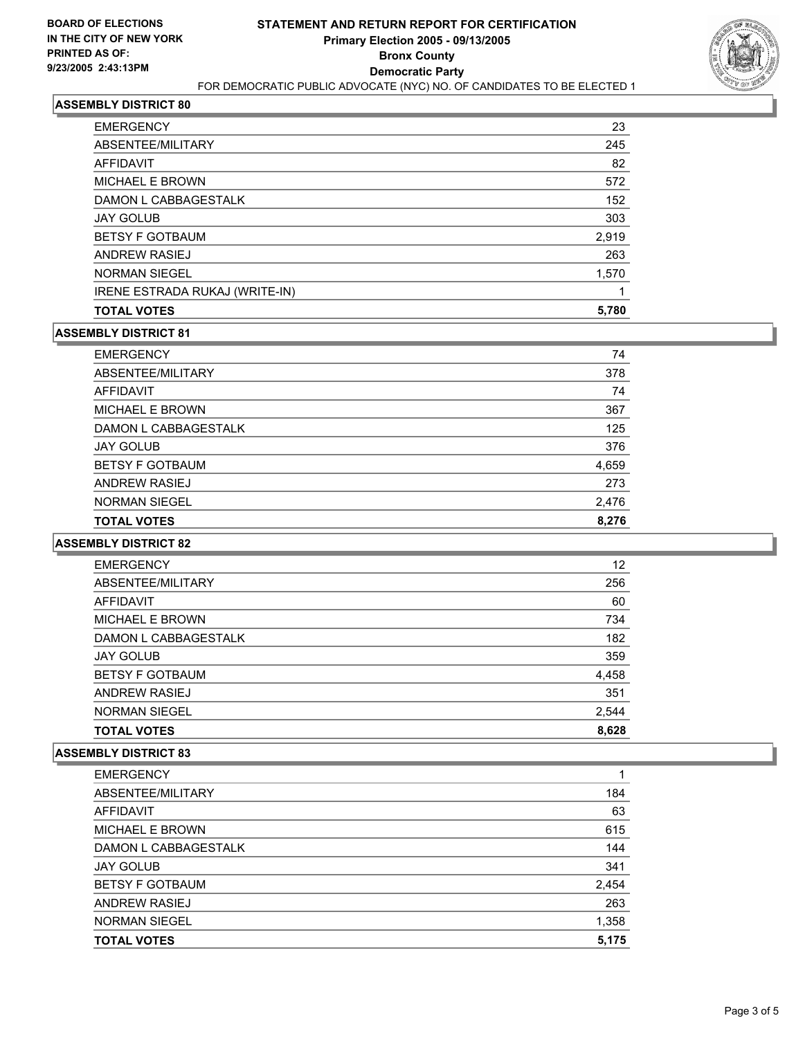**BOARD OF ELECTIONS IN THE CITY OF NEW YORK PRINTED AS OF: 9/23/2005 2:43:13PM**

# STATEMENT AND RETURN REPORT FOR CERTIFICATION

## Primary Election 2005 - 09/13/2005

## Bronx County

## Democratic Party

FOR DEMOCRATIC PUBLIC ADVOCATE (NYC) NO. OF CANDIDATES TO BE ELECTED 1

### ASSEMBLY DISTRICT 80

| | |
|---|---|
| EMERGENCY | 23 |
| ABSENTEE/MILITARY | 245 |
| AFFIDAVIT | 82 |
| MICHAEL E BROWN | 572 |
| DAMON L CABBAGESTALK | 152 |
| JAY GOLUB | 303 |
| BETSY F GOTBAUM | 2,919 |
| ANDREW RASIEJ | 263 |
| NORMAN SIEGEL | 1,570 |
| IRENE ESTRADA RUKAJ (WRITE-IN) | 1 |
| **TOTAL VOTES** | **5,780** |

### ASSEMBLY DISTRICT 81

| | |
|---|---|
| EMERGENCY | 74 |
| ABSENTEE/MILITARY | 378 |
| AFFIDAVIT | 74 |
| MICHAEL E BROWN | 367 |
| DAMON L CABBAGESTALK | 125 |
| JAY GOLUB | 376 |
| BETSY F GOTBAUM | 4,659 |
| ANDREW RASIEJ | 273 |
| NORMAN SIEGEL | 2,476 |
| **TOTAL VOTES** | **8,276** |

### ASSEMBLY DISTRICT 82

| | |
|---|---|
| EMERGENCY | 12 |
| ABSENTEE/MILITARY | 256 |
| AFFIDAVIT | 60 |
| MICHAEL E BROWN | 734 |
| DAMON L CABBAGESTALK | 182 |
| JAY GOLUB | 359 |
| BETSY F GOTBAUM | 4,458 |
| ANDREW RASIEJ | 351 |
| NORMAN SIEGEL | 2,544 |
| **TOTAL VOTES** | **8,628** |

### ASSEMBLY DISTRICT 83

| | |
|---|---|
| EMERGENCY | 1 |
| ABSENTEE/MILITARY | 184 |
| AFFIDAVIT | 63 |
| MICHAEL E BROWN | 615 |
| DAMON L CABBAGESTALK | 144 |
| JAY GOLUB | 341 |
| BETSY F GOTBAUM | 2,454 |
| ANDREW RASIEJ | 263 |
| NORMAN SIEGEL | 1,358 |
| **TOTAL VOTES** | **5,175** |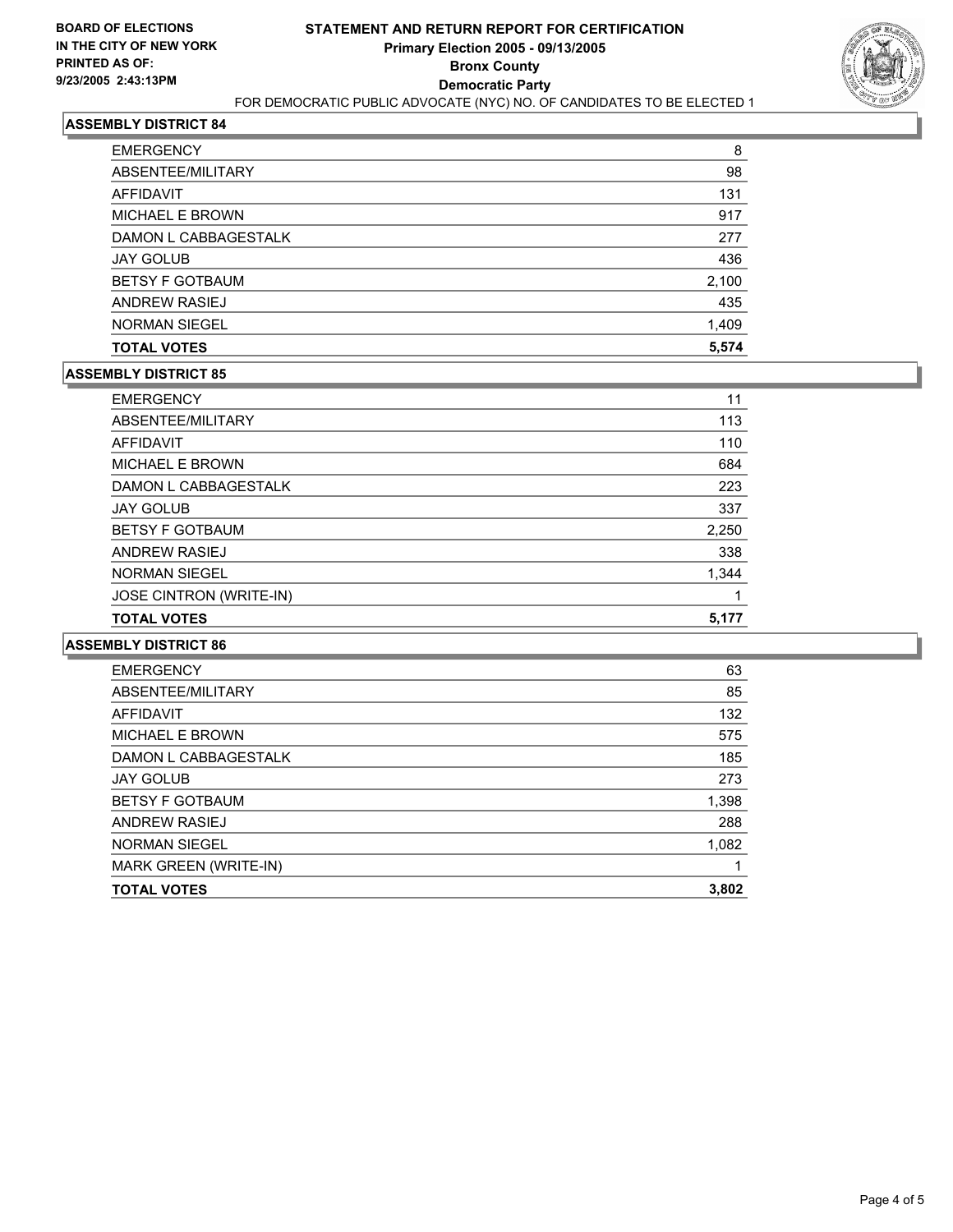**BOARD OF ELECTIONS IN THE CITY OF NEW YORK PRINTED AS OF: 9/23/2005 2:43:13PM**

# STATEMENT AND RETURN REPORT FOR CERTIFICATION

## Primary Election 2005 - 09/13/2005

## Bronx County

## Democratic Party

FOR DEMOCRATIC PUBLIC ADVOCATE (NYC) NO. OF CANDIDATES TO BE ELECTED 1

### ASSEMBLY DISTRICT 84

| | |
|---|---|
| EMERGENCY | 8 |
| ABSENTEE/MILITARY | 98 |
| AFFIDAVIT | 131 |
| MICHAEL E BROWN | 917 |
| DAMON L CABBAGESTALK | 277 |
| JAY GOLUB | 436 |
| BETSY F GOTBAUM | 2,100 |
| ANDREW RASIEJ | 435 |
| NORMAN SIEGEL | 1,409 |
| **TOTAL VOTES** | **5,574** |

### ASSEMBLY DISTRICT 85

| | |
|---|---|
| EMERGENCY | 11 |
| ABSENTEE/MILITARY | 113 |
| AFFIDAVIT | 110 |
| MICHAEL E BROWN | 684 |
| DAMON L CABBAGESTALK | 223 |
| JAY GOLUB | 337 |
| BETSY F GOTBAUM | 2,250 |
| ANDREW RASIEJ | 338 |
| NORMAN SIEGEL | 1,344 |
| JOSE CINTRON (WRITE-IN) | 1 |
| **TOTAL VOTES** | **5,177** |

### ASSEMBLY DISTRICT 86

| | |
|---|---|
| EMERGENCY | 63 |
| ABSENTEE/MILITARY | 85 |
| AFFIDAVIT | 132 |
| MICHAEL E BROWN | 575 |
| DAMON L CABBAGESTALK | 185 |
| JAY GOLUB | 273 |
| BETSY F GOTBAUM | 1,398 |
| ANDREW RASIEJ | 288 |
| NORMAN SIEGEL | 1,082 |
| MARK GREEN (WRITE-IN) | 1 |
| **TOTAL VOTES** | **3,802** |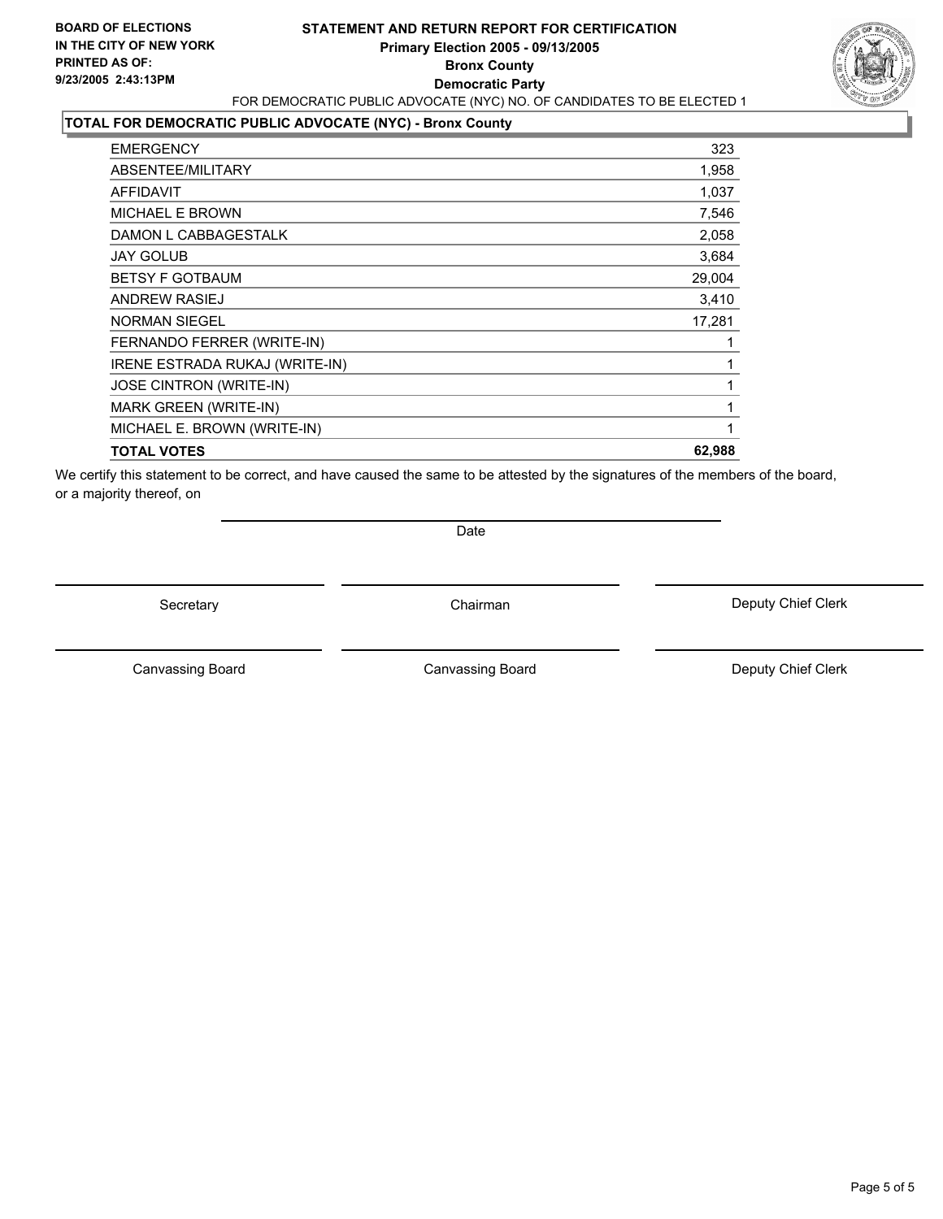**BOARD OF ELECTIONS IN THE CITY OF NEW YORK PRINTED AS OF: 9/23/2005 2:43:13PM**

# STATEMENT AND RETURN REPORT FOR CERTIFICATION
## Primary Election 2005 - 09/13/2005
## Bronx County
## Democratic Party

FOR DEMOCRATIC PUBLIC ADVOCATE (NYC) NO. OF CANDIDATES TO BE ELECTED 1

### TOTAL FOR DEMOCRATIC PUBLIC ADVOCATE (NYC) - Bronx County

| | |
|---|---|
| EMERGENCY | 323 |
| ABSENTEE/MILITARY | 1,958 |
| AFFIDAVIT | 1,037 |
| MICHAEL E BROWN | 7,546 |
| DAMON L CABBAGESTALK | 2,058 |
| JAY GOLUB | 3,684 |
| BETSY F GOTBAUM | 29,004 |
| ANDREW RASIEJ | 3,410 |
| NORMAN SIEGEL | 17,281 |
| FERNANDO FERRER (WRITE-IN) | 1 |
| IRENE ESTRADA RUKAJ (WRITE-IN) | 1 |
| JOSE CINTRON (WRITE-IN) | 1 |
| MARK GREEN (WRITE-IN) | 1 |
| MICHAEL E. BROWN (WRITE-IN) | 1 |
| **TOTAL VOTES** | **62,988** |

We certify this statement to be correct, and have caused the same to be attested by the signatures of the members of the board, or a majority thereof, on

Date

Secretary | Chairman | Deputy Chief Clerk

Canvassing Board | Canvassing Board | Deputy Chief Clerk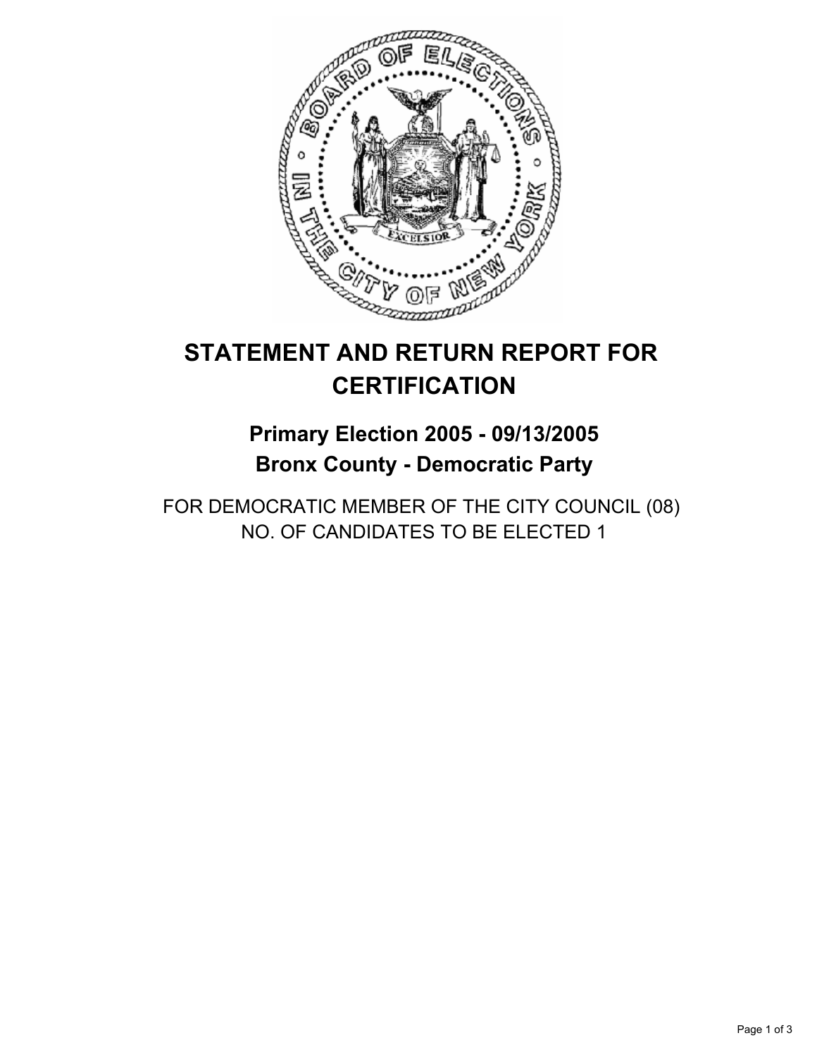# STATEMENT AND RETURN REPORT FOR CERTIFICATION

## Primary Election 2005 - 09/13/2005
## Bronx County - Democratic Party

FOR DEMOCRATIC MEMBER OF THE CITY COUNCIL (08)
NO. OF CANDIDATES TO BE ELECTED 1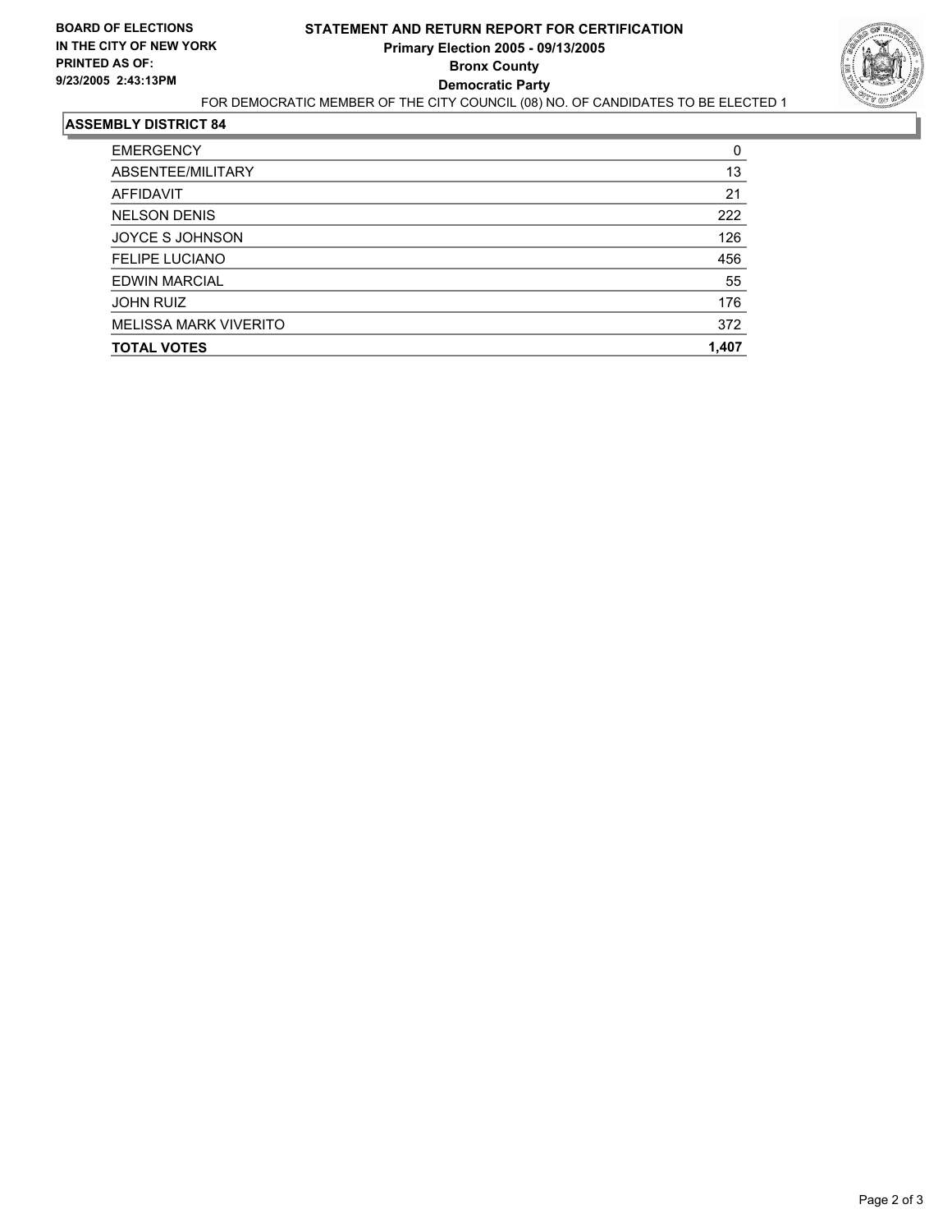**BOARD OF ELECTIONS IN THE CITY OF NEW YORK**
**PRINTED AS OF: 9/23/2005 2:43:13PM**

# STATEMENT AND RETURN REPORT FOR CERTIFICATION
## Primary Election 2005 - 09/13/2005
## Bronx County
## Democratic Party

FOR DEMOCRATIC MEMBER OF THE CITY COUNCIL (08) NO. OF CANDIDATES TO BE ELECTED 1

### ASSEMBLY DISTRICT 84

| | |
|---|---|
| EMERGENCY | 0 |
| ABSENTEE/MILITARY | 13 |
| AFFIDAVIT | 21 |
| NELSON DENIS | 222 |
| JOYCE S JOHNSON | 126 |
| FELIPE LUCIANO | 456 |
| EDWIN MARCIAL | 55 |
| JOHN RUIZ | 176 |
| MELISSA MARK VIVERITO | 372 |
| **TOTAL VOTES** | **1,407** |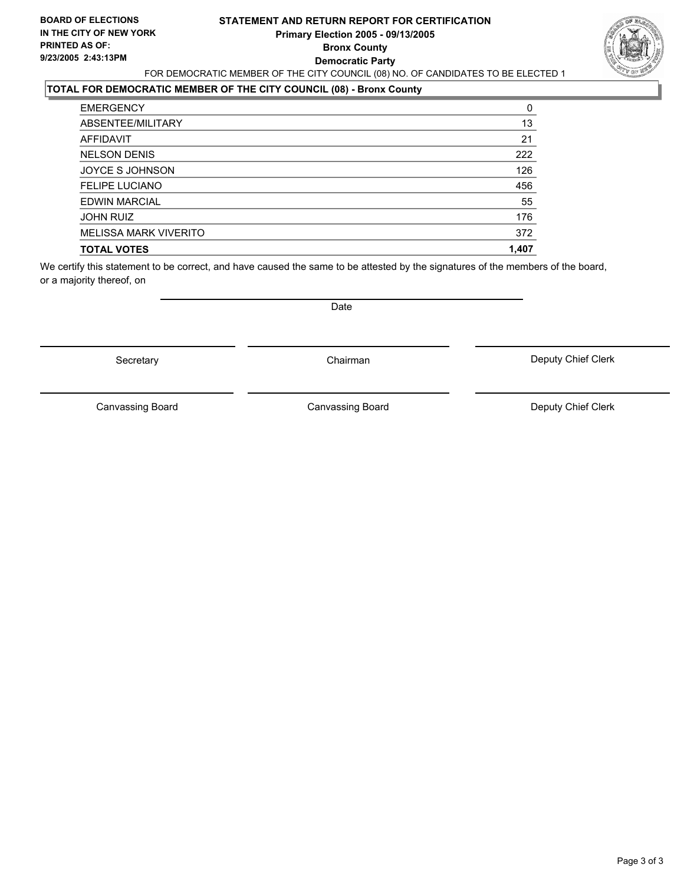**BOARD OF ELECTIONS IN THE CITY OF NEW YORK**
**PRINTED AS OF:**
**9/23/2005 2:43:13PM**

# STATEMENT AND RETURN REPORT FOR CERTIFICATION
**Primary Election 2005 - 09/13/2005**
**Bronx County**
**Democratic Party**

FOR DEMOCRATIC MEMBER OF THE CITY COUNCIL (08) NO. OF CANDIDATES TO BE ELECTED 1

## TOTAL FOR DEMOCRATIC MEMBER OF THE CITY COUNCIL (08) - Bronx County

| | |
|---|---|
| EMERGENCY | 0 |
| ABSENTEE/MILITARY | 13 |
| AFFIDAVIT | 21 |
| NELSON DENIS | 222 |
| JOYCE S JOHNSON | 126 |
| FELIPE LUCIANO | 456 |
| EDWIN MARCIAL | 55 |
| JOHN RUIZ | 176 |
| MELISSA MARK VIVERITO | 372 |
| **TOTAL VOTES** | **1,407** |

We certify this statement to be correct, and have caused the same to be attested by the signatures of the members of the board, or a majority thereof, on

Date

| | | |
|---|---|---|
| Secretary | Chairman | Deputy Chief Clerk |
| Canvassing Board | Canvassing Board | Deputy Chief Clerk |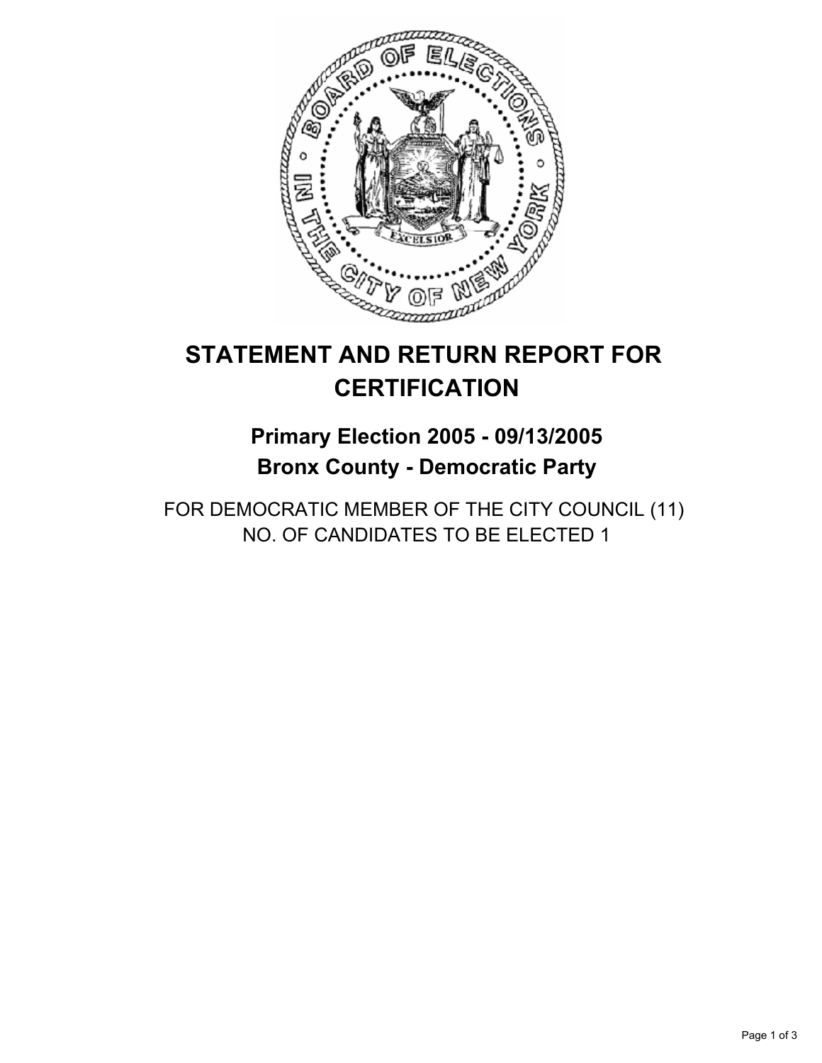# STATEMENT AND RETURN REPORT FOR CERTIFICATION

## Primary Election 2005 - 09/13/2005
## Bronx County - Democratic Party

FOR DEMOCRATIC MEMBER OF THE CITY COUNCIL (11)
NO. OF CANDIDATES TO BE ELECTED 1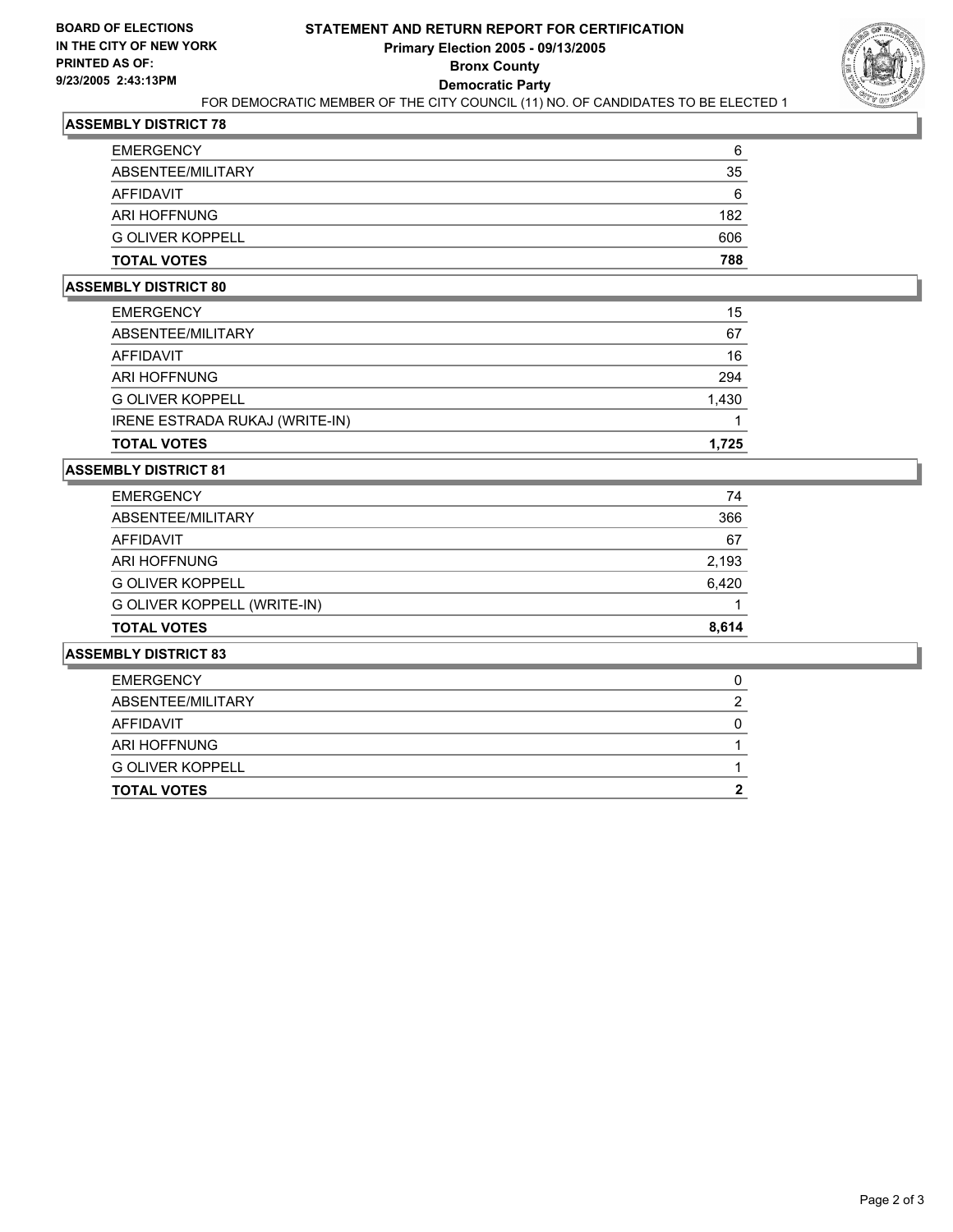**BOARD OF ELECTIONS IN THE CITY OF NEW YORK PRINTED AS OF: 9/23/2005 2:43:13PM**

# STATEMENT AND RETURN REPORT FOR CERTIFICATION
## Primary Election 2005 - 09/13/2005
## Bronx County
## Democratic Party

FOR DEMOCRATIC MEMBER OF THE CITY COUNCIL (11) NO. OF CANDIDATES TO BE ELECTED 1

### ASSEMBLY DISTRICT 78

| | |
|---|---|
| EMERGENCY | 6 |
| ABSENTEE/MILITARY | 35 |
| AFFIDAVIT | 6 |
| ARI HOFFNUNG | 182 |
| G OLIVER KOPPELL | 606 |
| **TOTAL VOTES** | **788** |

### ASSEMBLY DISTRICT 80

| | |
|---|---|
| EMERGENCY | 15 |
| ABSENTEE/MILITARY | 67 |
| AFFIDAVIT | 16 |
| ARI HOFFNUNG | 294 |
| G OLIVER KOPPELL | 1,430 |
| IRENE ESTRADA RUKAJ (WRITE-IN) | 1 |
| **TOTAL VOTES** | **1,725** |

### ASSEMBLY DISTRICT 81

| | |
|---|---|
| EMERGENCY | 74 |
| ABSENTEE/MILITARY | 366 |
| AFFIDAVIT | 67 |
| ARI HOFFNUNG | 2,193 |
| G OLIVER KOPPELL | 6,420 |
| G OLIVER KOPPELL (WRITE-IN) | 1 |
| **TOTAL VOTES** | **8,614** |

### ASSEMBLY DISTRICT 83

| | |
|---|---|
| EMERGENCY | 0 |
| ABSENTEE/MILITARY | 2 |
| AFFIDAVIT | 0 |
| ARI HOFFNUNG | 1 |
| G OLIVER KOPPELL | 1 |
| **TOTAL VOTES** | **2** |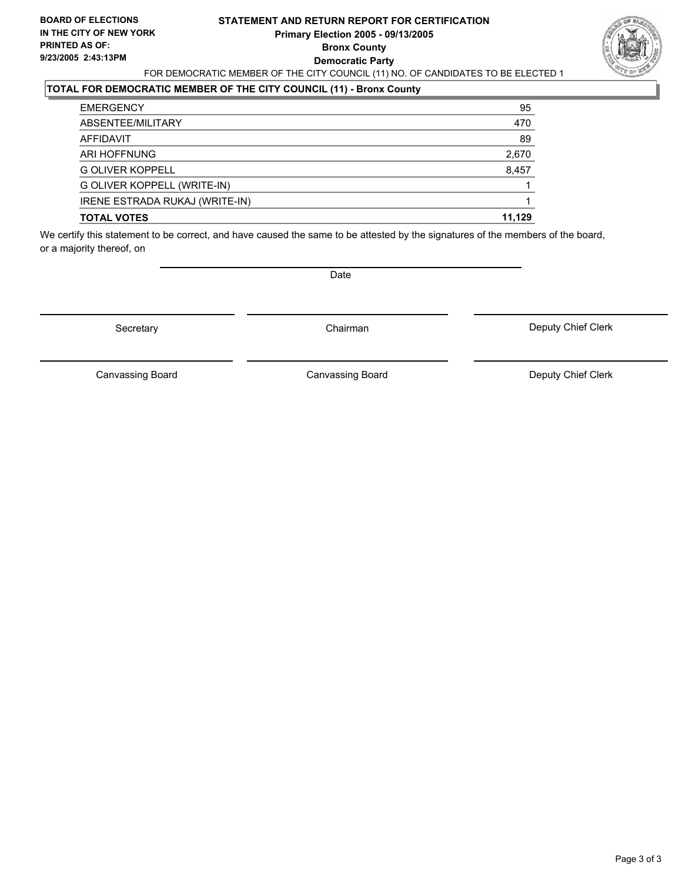**BOARD OF ELECTIONS IN THE CITY OF NEW YORK**
**PRINTED AS OF: 9/23/2005 2:43:13PM**

# STATEMENT AND RETURN REPORT FOR CERTIFICATION
## Primary Election 2005 - 09/13/2005
## Bronx County
## Democratic Party

FOR DEMOCRATIC MEMBER OF THE CITY COUNCIL (11) NO. OF CANDIDATES TO BE ELECTED 1

**TOTAL FOR DEMOCRATIC MEMBER OF THE CITY COUNCIL (11) - Bronx County**

| | |
|---|---|
| EMERGENCY | 95 |
| ABSENTEE/MILITARY | 470 |
| AFFIDAVIT | 89 |
| ARI HOFFNUNG | 2,670 |
| G OLIVER KOPPELL | 8,457 |
| G OLIVER KOPPELL (WRITE-IN) | 1 |
| IRENE ESTRADA RUKAJ (WRITE-IN) | 1 |
| **TOTAL VOTES** | **11,129** |

We certify this statement to be correct, and have caused the same to be attested by the signatures of the members of the board, or a majority thereof, on

Date

Secretary | Chairman | Deputy Chief Clerk

Canvassing Board | Canvassing Board | Deputy Chief Clerk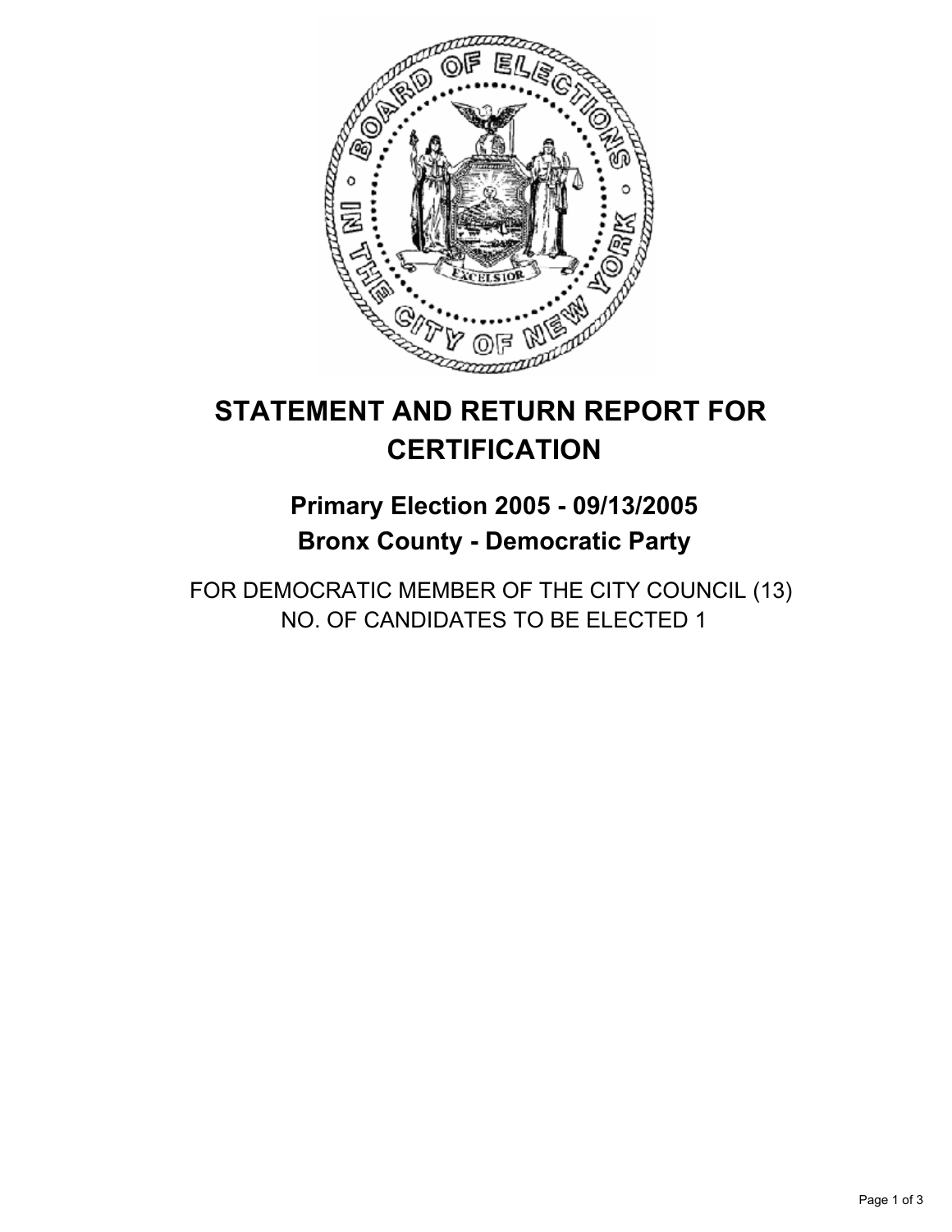# STATEMENT AND RETURN REPORT FOR CERTIFICATION

## Primary Election 2005 - 09/13/2005
## Bronx County - Democratic Party

FOR DEMOCRATIC MEMBER OF THE CITY COUNCIL (13)
NO. OF CANDIDATES TO BE ELECTED 1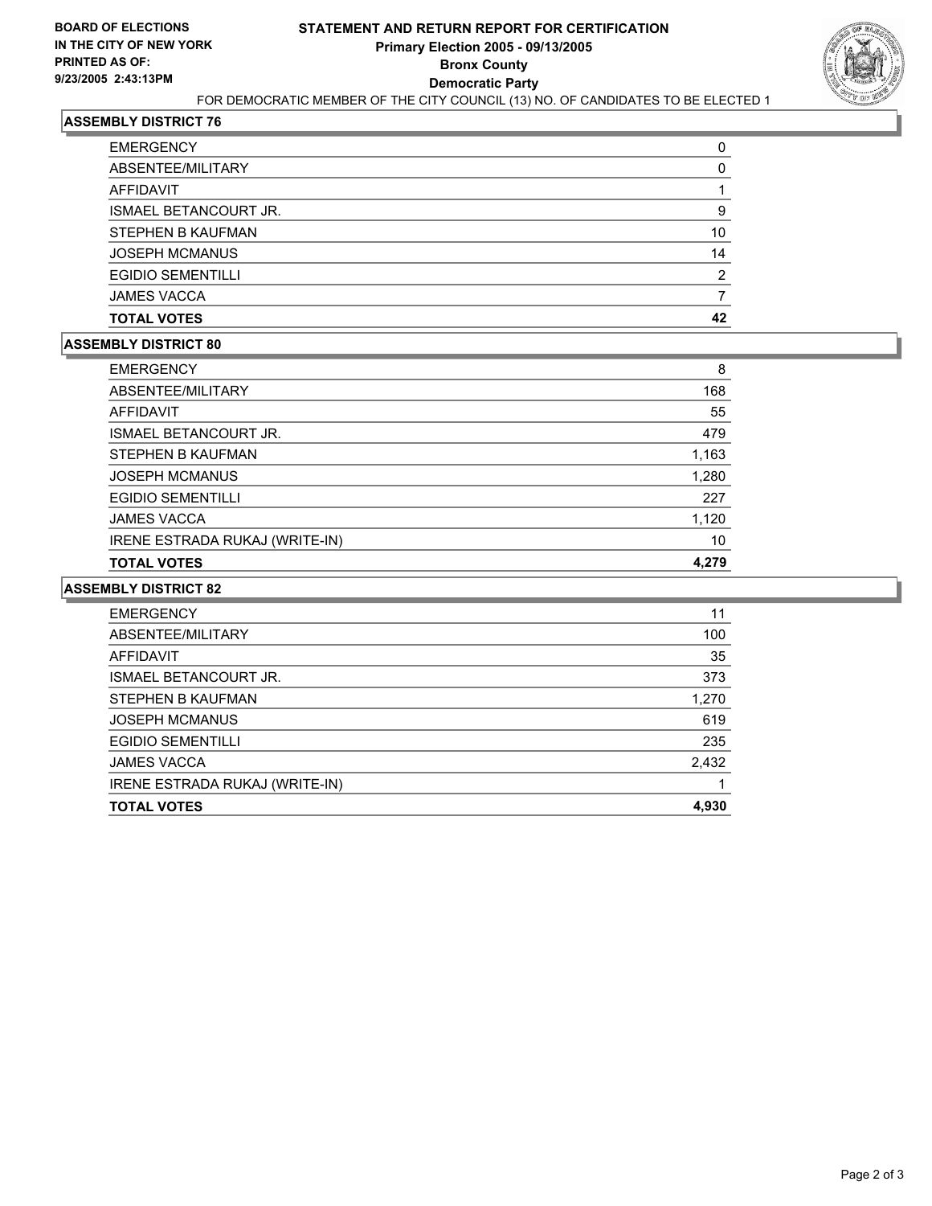**BOARD OF ELECTIONS IN THE CITY OF NEW YORK PRINTED AS OF: 9/23/2005 2:43:13PM**

# STATEMENT AND RETURN REPORT FOR CERTIFICATION
## Primary Election 2005 - 09/13/2005
## Bronx County
## Democratic Party

FOR DEMOCRATIC MEMBER OF THE CITY COUNCIL (13) NO. OF CANDIDATES TO BE ELECTED 1

### ASSEMBLY DISTRICT 76

| | |
|---|---|
| EMERGENCY | 0 |
| ABSENTEE/MILITARY | 0 |
| AFFIDAVIT | 1 |
| ISMAEL BETANCOURT JR. | 9 |
| STEPHEN B KAUFMAN | 10 |
| JOSEPH MCMANUS | 14 |
| EGIDIO SEMENTILLI | 2 |
| JAMES VACCA | 7 |
| **TOTAL VOTES** | **42** |

### ASSEMBLY DISTRICT 80

| | |
|---|---|
| EMERGENCY | 8 |
| ABSENTEE/MILITARY | 168 |
| AFFIDAVIT | 55 |
| ISMAEL BETANCOURT JR. | 479 |
| STEPHEN B KAUFMAN | 1,163 |
| JOSEPH MCMANUS | 1,280 |
| EGIDIO SEMENTILLI | 227 |
| JAMES VACCA | 1,120 |
| IRENE ESTRADA RUKAJ (WRITE-IN) | 10 |
| **TOTAL VOTES** | **4,279** |

### ASSEMBLY DISTRICT 82

| | |
|---|---|
| EMERGENCY | 11 |
| ABSENTEE/MILITARY | 100 |
| AFFIDAVIT | 35 |
| ISMAEL BETANCOURT JR. | 373 |
| STEPHEN B KAUFMAN | 1,270 |
| JOSEPH MCMANUS | 619 |
| EGIDIO SEMENTILLI | 235 |
| JAMES VACCA | 2,432 |
| IRENE ESTRADA RUKAJ (WRITE-IN) | 1 |
| **TOTAL VOTES** | **4,930** |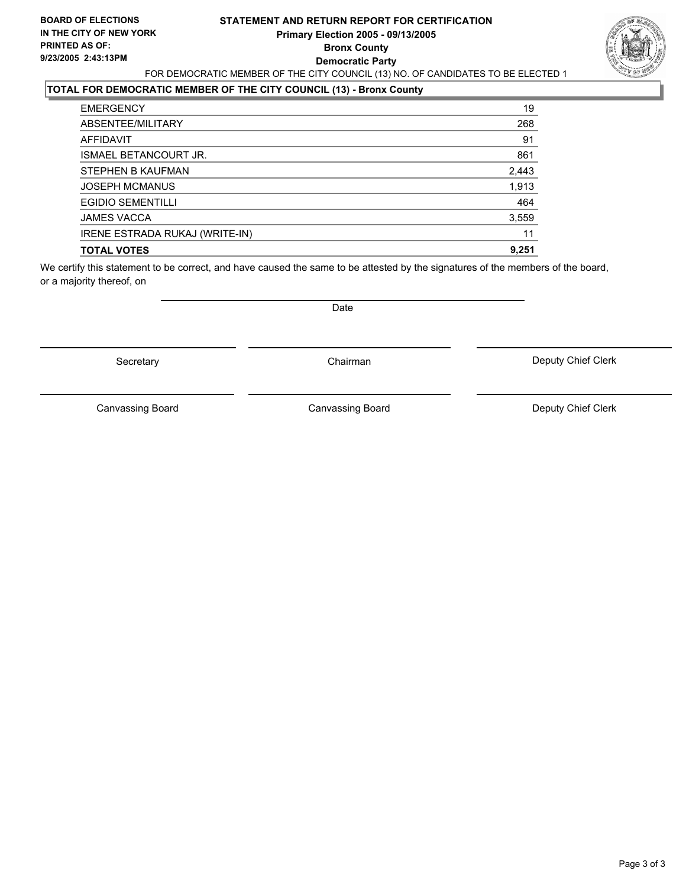**BOARD OF ELECTIONS IN THE CITY OF NEW YORK**
**PRINTED AS OF: 9/23/2005 2:43:13PM**

# STATEMENT AND RETURN REPORT FOR CERTIFICATION
## Primary Election 2005 - 09/13/2005
## Bronx County
## Democratic Party

FOR DEMOCRATIC MEMBER OF THE CITY COUNCIL (13) NO. OF CANDIDATES TO BE ELECTED 1

### TOTAL FOR DEMOCRATIC MEMBER OF THE CITY COUNCIL (13) - Bronx County

| | |
|---|---|
| EMERGENCY | 19 |
| ABSENTEE/MILITARY | 268 |
| AFFIDAVIT | 91 |
| ISMAEL BETANCOURT JR. | 861 |
| STEPHEN B KAUFMAN | 2,443 |
| JOSEPH MCMANUS | 1,913 |
| EGIDIO SEMENTILLI | 464 |
| JAMES VACCA | 3,559 |
| IRENE ESTRADA RUKAJ (WRITE-IN) | 11 |
| **TOTAL VOTES** | **9,251** |

We certify this statement to be correct, and have caused the same to be attested by the signatures of the members of the board, or a majority thereof, on

Date

Secretary

Chairman

Deputy Chief Clerk

Canvassing Board

Canvassing Board

Deputy Chief Clerk